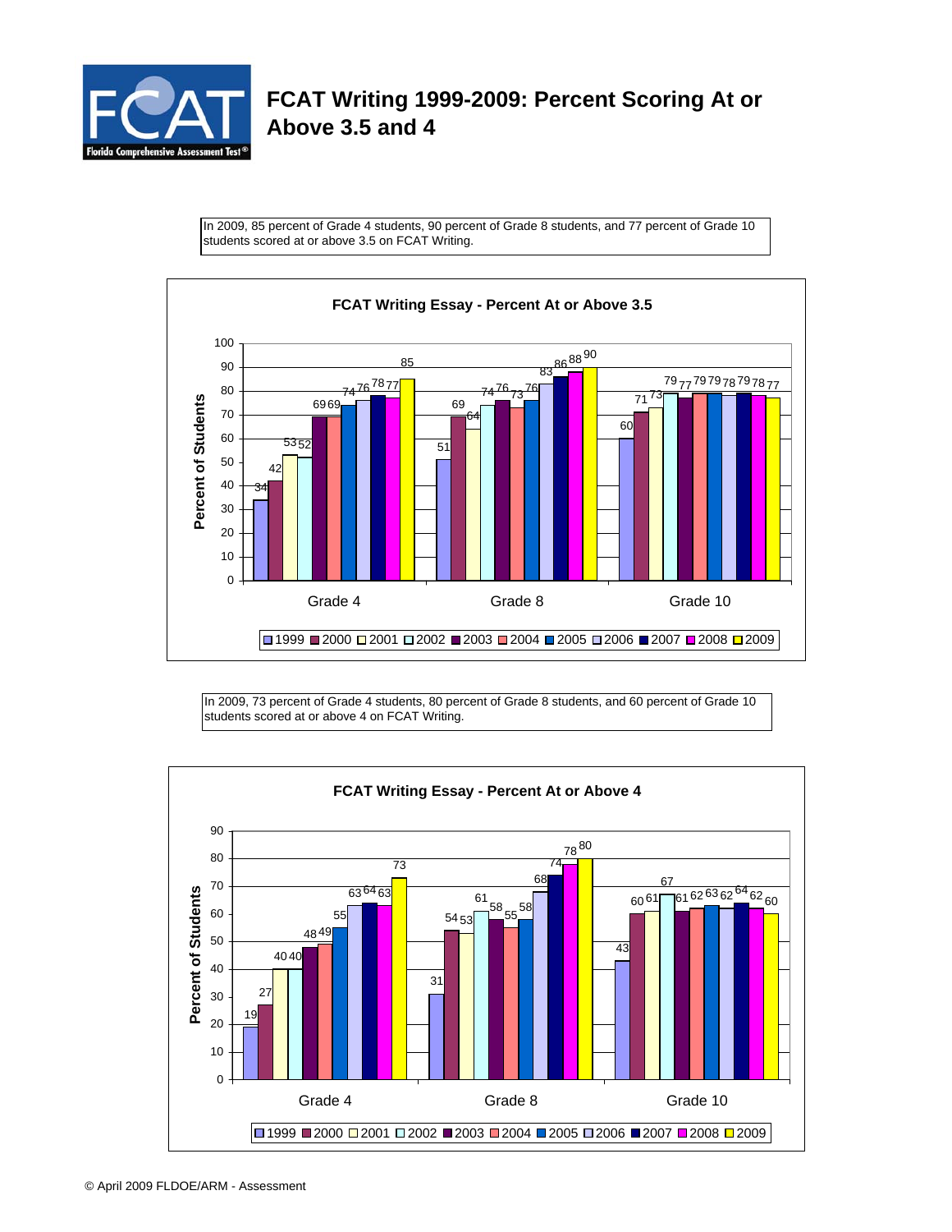# FCAT Writing 1999-2009: Percent Scoring At or Above 3.5 and 4

In 2009, 85 percent of Grade 4 students, 90 percent of Grade 8 students, and 77 percent of Grade 10 students scored at or above 3.5 on FCAT Writing.

**FCAT Writing Essay - Percent At or Above 3.5**

| | 1999 | 2000 | 2001 | 2002 | 2003 | 2004 | 2005 | 2006 | 2007 | 2008 | 2009 |
|---|---|---|---|---|---|---|---|---|---|---|---|
| Grade 4 | 34 | 42 | 53 | 52 | 69 | 69 | 74 | 76 | 78 | 77 | 85 |
| Grade 8 | 51 | 69 | 64 | 74 | 76 | 73 | 76 | 83 | 86 | 88 | 90 |
| Grade 10 | 60 | 71 | 73 | 79 | 77 | 79 | 79 | 78 | 79 | 78 | 77 |

In 2009, 73 percent of Grade 4 students, 80 percent of Grade 8 students, and 60 percent of Grade 10 students scored at or above 4 on FCAT Writing.

**FCAT Writing Essay - Percent At or Above 4**

| | 1999 | 2000 | 2001 | 2002 | 2003 | 2004 | 2005 | 2006 | 2007 | 2008 | 2009 |
|---|---|---|---|---|---|---|---|---|---|---|---|
| Grade 4 | 19 | 27 | 40 | 40 | 48 | 49 | 55 | 63 | 64 | 63 | 73 |
| Grade 8 | 31 | 54 | 53 | 61 | 58 | 55 | 58 | 68 | 74 | 78 | 80 |
| Grade 10 | 43 | 60 | 61 | 67 | 61 | 62 | 63 | 62 | 64 | 62 | 60 |

© April 2009 FLDOE/ARM - Assessment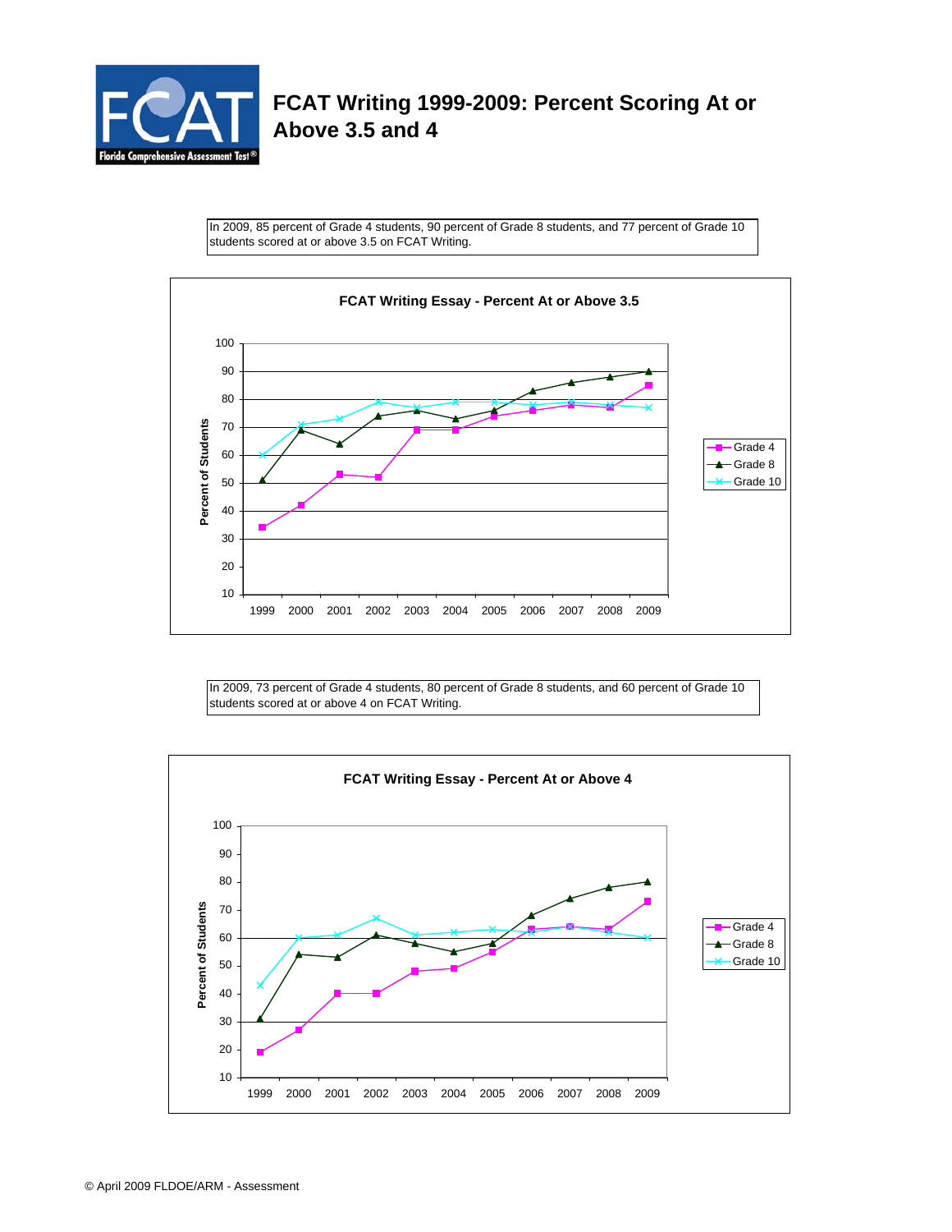FCAT Florida Comprehensive Assessment Test®

# FCAT Writing 1999-2009: Percent Scoring At or Above 3.5 and 4

In 2009, 85 percent of Grade 4 students, 90 percent of Grade 8 students, and 77 percent of Grade 10 students scored at or above 3.5 on FCAT Writing.

FCAT Writing Essay - Percent At or Above 3.5

Percent of Students

100
90
80
70
60
50
40
30
20
10

1999 2000 2001 2002 2003 2004 2005 2006 2007 2008 2009

Grade 4
Grade 8
Grade 10

In 2009, 73 percent of Grade 4 students, 80 percent of Grade 8 students, and 60 percent of Grade 10 students scored at or above 4 on FCAT Writing.

FCAT Writing Essay - Percent At or Above 4

Percent of Students

100
90
80
70
60
50
40
30
20
10

1999 2000 2001 2002 2003 2004 2005 2006 2007 2008 2009

Grade 4
Grade 8
Grade 10

© April 2009 FLDOE/ARM - Assessment